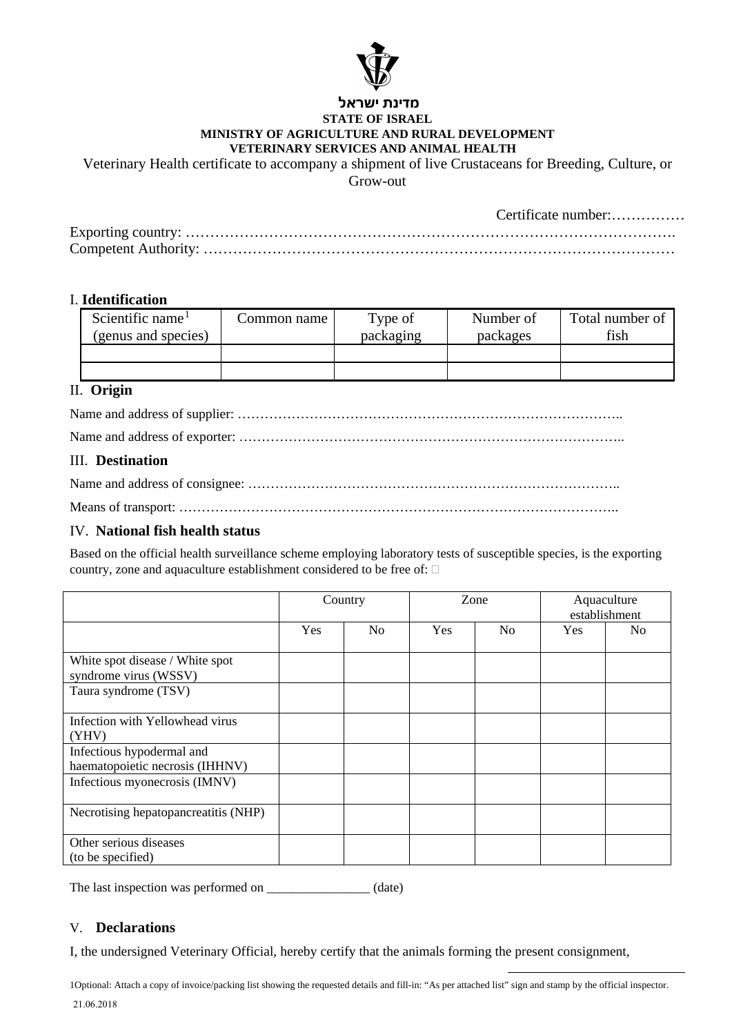מדינת ישראל

**STATE OF ISRAEL**

**MINISTRY OF AGRICULTURE AND RURAL DEVELOPMENT**

**VETERINARY SERVICES AND ANIMAL HEALTH**

Veterinary Health certificate to accompany a shipment of live Crustaceans for Breeding, Culture, or Grow-out

Certificate number:……………

Exporting country: ……………………………………………………………………………………….

Competent Authority: ……………………………………………………………………………………

## I. Identification

| Scientific name[1] (genus and species) | Common name | Type of packaging | Number of packages | Total number of fish |
|---|---|---|---|---|
| | | | | |
| | | | | |

## II. Origin

Name and address of supplier: …………………………………………………………………………..

Name and address of exporter: …………………………………………………………………………..

## III. Destination

Name and address of consignee: ……………………………………………………………………..

Means of transport: ……………………………………………………………………………………..

## IV. National fish health status

Based on the official health surveillance scheme employing laboratory tests of susceptible species, is the exporting country, zone and aquaculture establishment considered to be free of: □

| | Country | | Zone | | Aquaculture establishment | |
|---|---|---|---|---|---|---|
| | Yes | No | Yes | No | Yes | No |
| White spot disease / White spot syndrome virus (WSSV) | | | | | | |
| Taura syndrome (TSV) | | | | | | |
| Infection with Yellowhead virus (YHV) | | | | | | |
| Infectious hypodermal and haematopoietic necrosis (IHHNV) | | | | | | |
| Infectious myonecrosis (IMNV) | | | | | | |
| Necrotising hepatopancreatitis (NHP) | | | | | | |
| Other serious diseases (to be specified) | | | | | | |

The last inspection was performed on _______________ (date)

## V. Declarations

I, the undersigned Veterinary Official, hereby certify that the animals forming the present consignment,

1Optional: Attach a copy of invoice/packing list showing the requested details and fill-in: "As per attached list" sign and stamp by the official inspector.

21.06.2018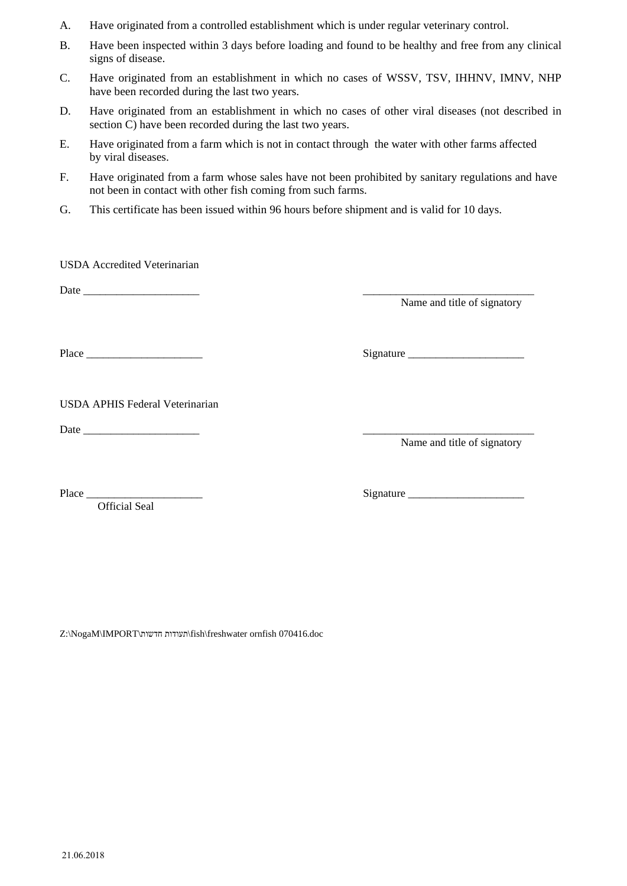A. Have originated from a controlled establishment which is under regular veterinary control.

B. Have been inspected within 3 days before loading and found to be healthy and free from any clinical signs of disease.

C. Have originated from an establishment in which no cases of WSSV, TSV, IHHNV, IMNV, NHP have been recorded during the last two years.

D. Have originated from an establishment in which no cases of other viral diseases (not described in section C) have been recorded during the last two years.

E. Have originated from a farm which is not in contact through the water with other farms affected by viral diseases.

F. Have originated from a farm whose sales have not been prohibited by sanitary regulations and have not been in contact with other fish coming from such farms.

G. This certificate has been issued within 96 hours before shipment and is valid for 10 days.

USDA Accredited Veterinarian

Date ____________________ ______________________________

Name and title of signatory

Place ____________________ Signature ____________________

USDA APHIS Federal Veterinarian

Date ____________________ ______________________________

Name and title of signatory

Place ____________________ Signature ____________________

Official Seal

Z:\NogaM\IMPORT\תעודות חדשות\fish\freshwater ornfish 070416.doc

21.06.2018